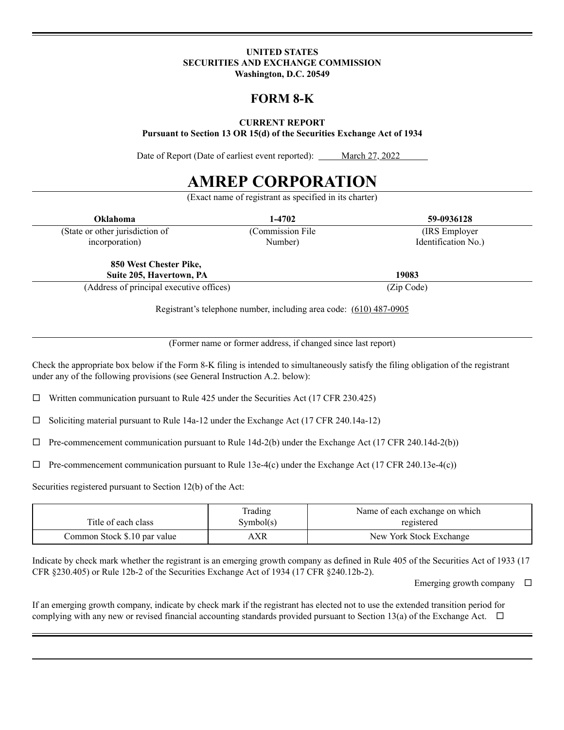**UNITED STATES**
**SECURITIES AND EXCHANGE COMMISSION**
**Washington, D.C. 20549**

# FORM 8-K

**CURRENT REPORT**
**Pursuant to Section 13 OR 15(d) of the Securities Exchange Act of 1934**

Date of Report (Date of earliest event reported): March 27, 2022

# AMREP CORPORATION

(Exact name of registrant as specified in its charter)

| **Oklahoma** | **1-4702** | **59-0936128** |
|---|---|---|
| (State or other jurisdiction of incorporation) | (Commission File Number) | (IRS Employer Identification No.) |

| **850 West Chester Pike, Suite 205, Havertown, PA** | **19083** |
|---|---|
| (Address of principal executive offices) | (Zip Code) |

Registrant's telephone number, including area code: (610) 487-0905

(Former name or former address, if changed since last report)

Check the appropriate box below if the Form 8-K filing is intended to simultaneously satisfy the filing obligation of the registrant under any of the following provisions (see General Instruction A.2. below):

☐ Written communication pursuant to Rule 425 under the Securities Act (17 CFR 230.425)

☐ Soliciting material pursuant to Rule 14a-12 under the Exchange Act (17 CFR 240.14a-12)

☐ Pre-commencement communication pursuant to Rule 14d-2(b) under the Exchange Act (17 CFR 240.14d-2(b))

☐ Pre-commencement communication pursuant to Rule 13e-4(c) under the Exchange Act (17 CFR 240.13e-4(c))

Securities registered pursuant to Section 12(b) of the Act:

| Title of each class | Trading Symbol(s) | Name of each exchange on which registered |
|---|---|---|
| Common Stock $.10 par value | AXR | New York Stock Exchange |

Indicate by check mark whether the registrant is an emerging growth company as defined in Rule 405 of the Securities Act of 1933 (17 CFR §230.405) or Rule 12b-2 of the Securities Exchange Act of 1934 (17 CFR §240.12b-2).

Emerging growth company ☐

If an emerging growth company, indicate by check mark if the registrant has elected not to use the extended transition period for complying with any new or revised financial accounting standards provided pursuant to Section 13(a) of the Exchange Act. ☐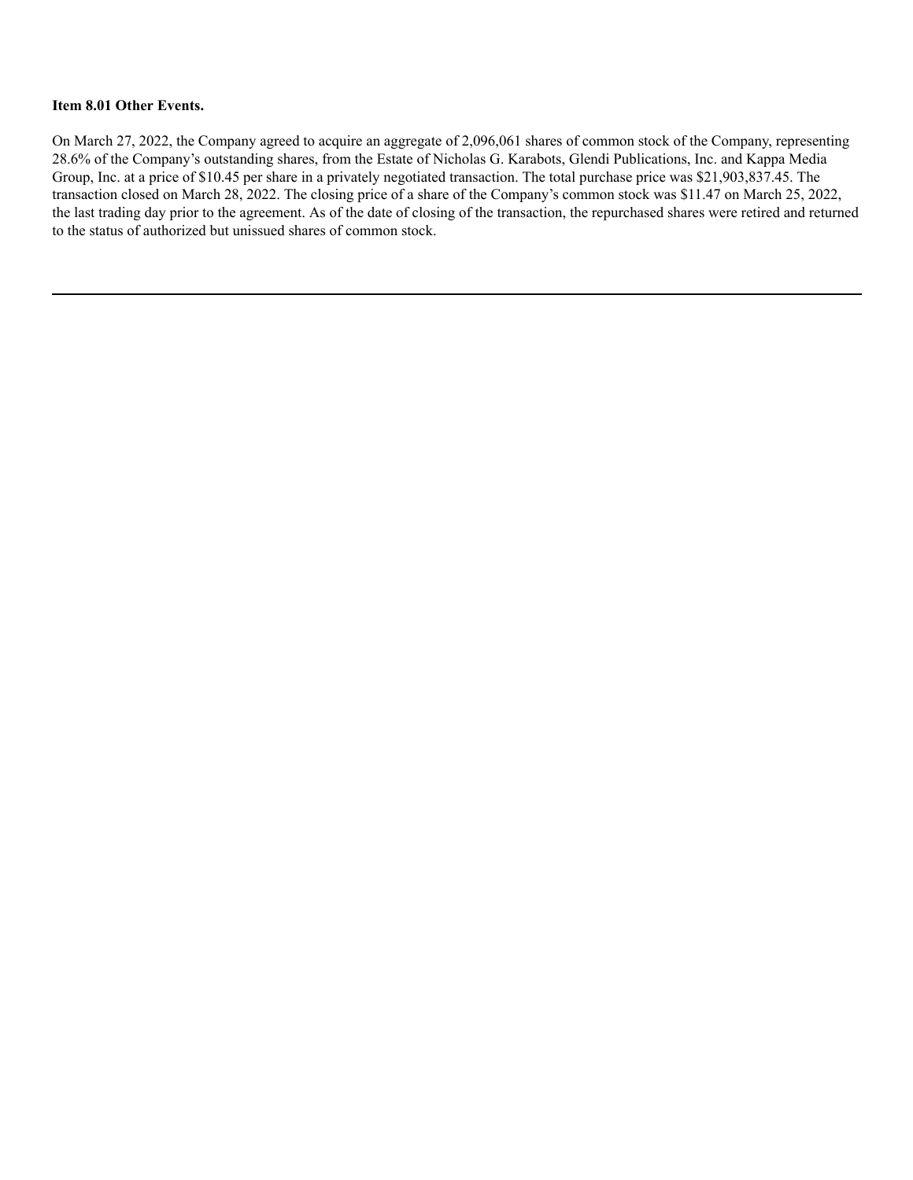**Item 8.01 Other Events.**

On March 27, 2022, the Company agreed to acquire an aggregate of 2,096,061 shares of common stock of the Company, representing 28.6% of the Company's outstanding shares, from the Estate of Nicholas G. Karabots, Glendi Publications, Inc. and Kappa Media Group, Inc. at a price of $10.45 per share in a privately negotiated transaction. The total purchase price was $21,903,837.45. The transaction closed on March 28, 2022. The closing price of a share of the Company's common stock was $11.47 on March 25, 2022, the last trading day prior to the agreement. As of the date of closing of the transaction, the repurchased shares were retired and returned to the status of authorized but unissued shares of common stock.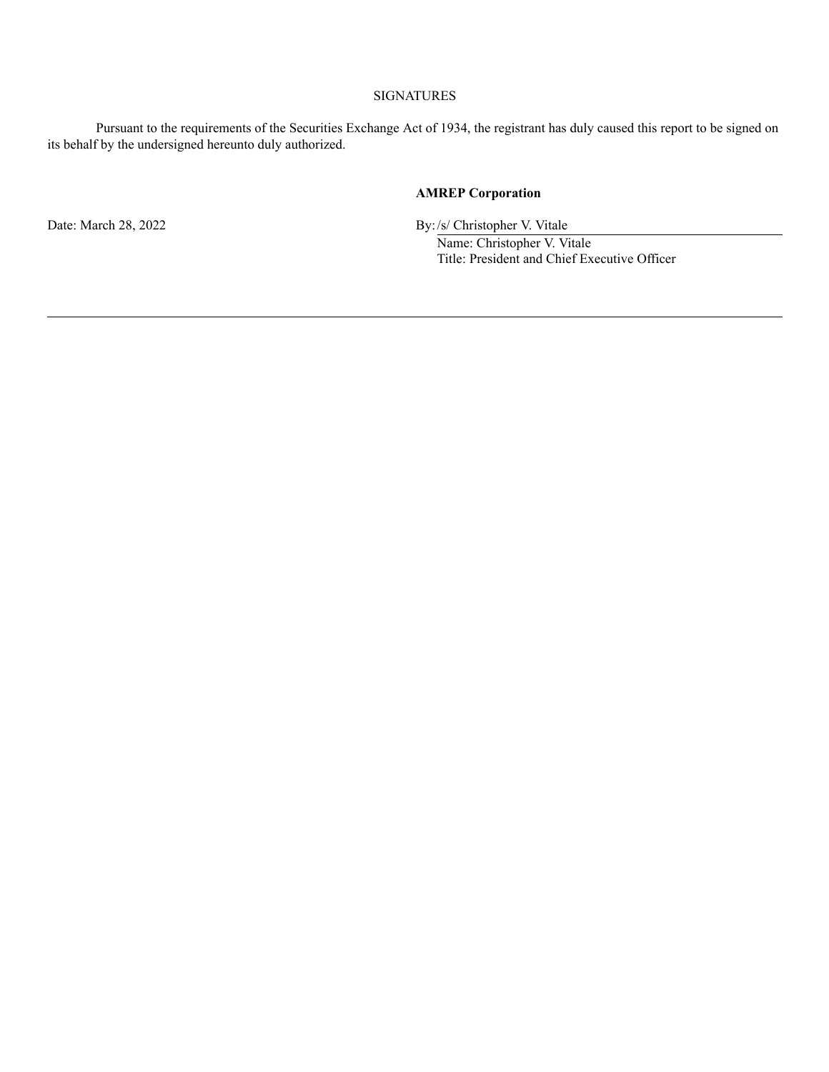SIGNATURES

Pursuant to the requirements of the Securities Exchange Act of 1934, the registrant has duly caused this report to be signed on its behalf by the undersigned hereunto duly authorized.

**AMREP Corporation**

Date: March 28, 2022

By: /s/ Christopher V. Vitale
Name: Christopher V. Vitale
Title: President and Chief Executive Officer